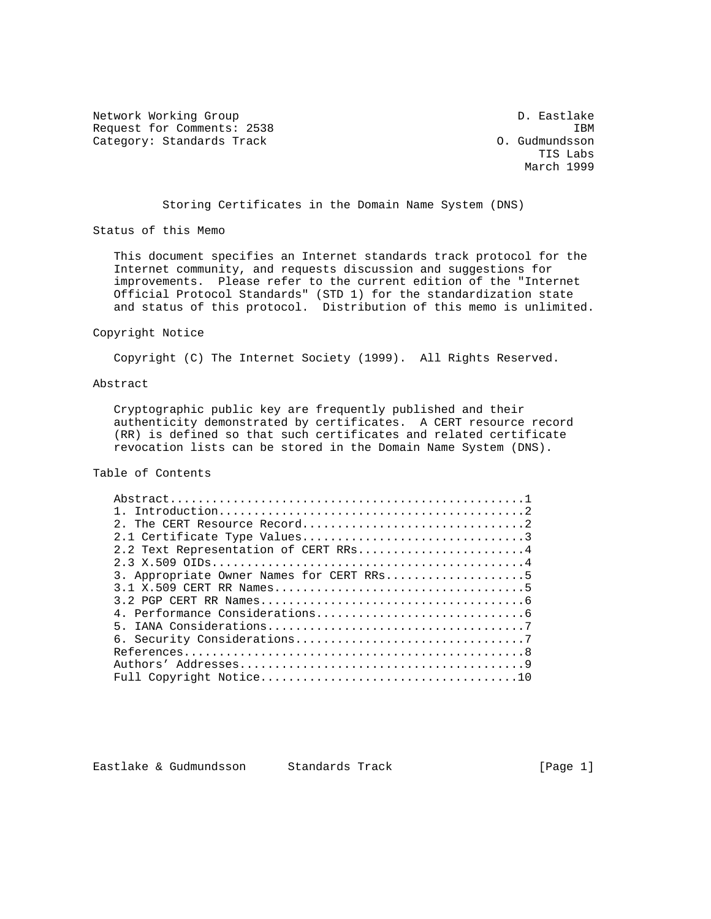Network Working Group D. Eastlake
Request for Comments: 2538 IBM
Category: Standards Track O. Gudmundsson
TIS Labs
March 1999

# Storing Certificates in the Domain Name System (DNS)

## Status of this Memo

This document specifies an Internet standards track protocol for the Internet community, and requests discussion and suggestions for improvements. Please refer to the current edition of the "Internet Official Protocol Standards" (STD 1) for the standardization state and status of this protocol. Distribution of this memo is unlimited.

## Copyright Notice

Copyright (C) The Internet Society (1999). All Rights Reserved.

## Abstract

Cryptographic public key are frequently published and their authenticity demonstrated by certificates. A CERT resource record (RR) is defined so that such certificates and related certificate revocation lists can be stored in the Domain Name System (DNS).

## Table of Contents

```
Abstract...................................................1
1. Introduction............................................2
2. The CERT Resource Record................................2
2.1 Certificate Type Values................................3
2.2 Text Representation of CERT RRs........................4
2.3 X.509 OIDs.............................................4
3. Appropriate Owner Names for CERT RRs....................5
3.1 X.509 CERT RR Names....................................5
3.2 PGP CERT RR Names......................................6
4. Performance Considerations..............................6
5. IANA Considerations.....................................7
6. Security Considerations.................................7
References.................................................8
Authors' Addresses.........................................9
Full Copyright Notice.....................................10
```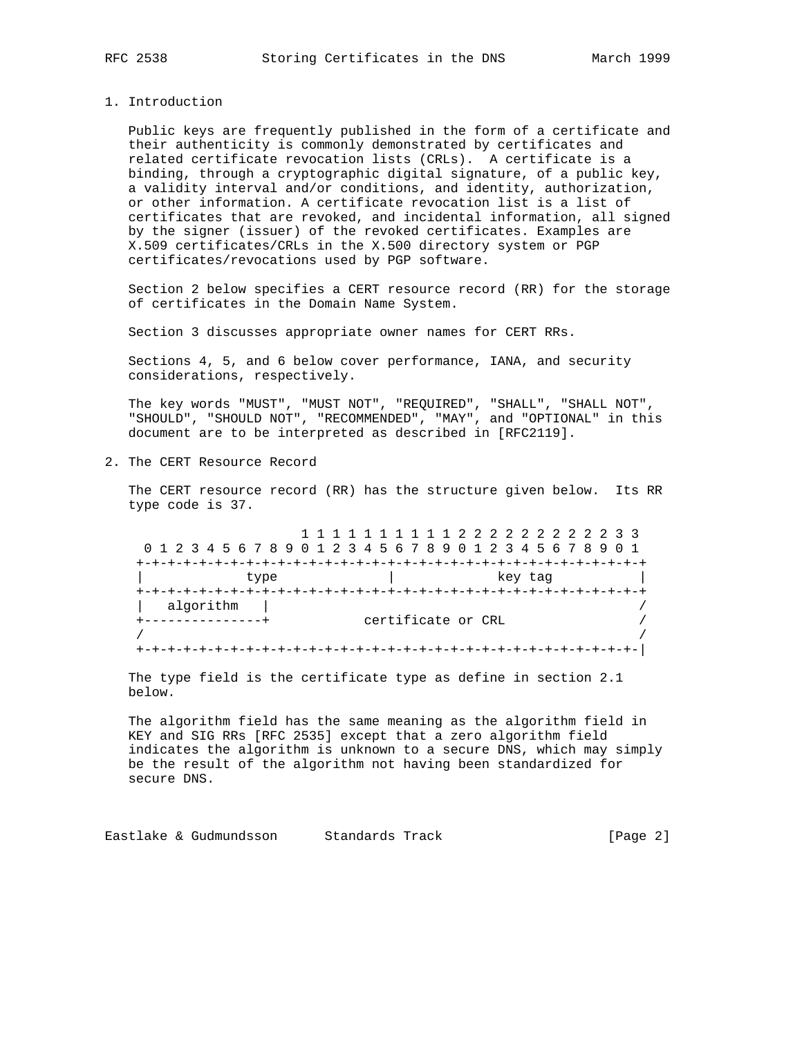## 1. Introduction

Public keys are frequently published in the form of a certificate and their authenticity is commonly demonstrated by certificates and related certificate revocation lists (CRLs). A certificate is a binding, through a cryptographic digital signature, of a public key, a validity interval and/or conditions, and identity, authorization, or other information. A certificate revocation list is a list of certificates that are revoked, and incidental information, all signed by the signer (issuer) of the revoked certificates. Examples are X.509 certificates/CRLs in the X.500 directory system or PGP certificates/revocations used by PGP software.

Section 2 below specifies a CERT resource record (RR) for the storage of certificates in the Domain Name System.

Section 3 discusses appropriate owner names for CERT RRs.

Sections 4, 5, and 6 below cover performance, IANA, and security considerations, respectively.

The key words "MUST", "MUST NOT", "REQUIRED", "SHALL", "SHALL NOT", "SHOULD", "SHOULD NOT", "RECOMMENDED", "MAY", and "OPTIONAL" in this document are to be interpreted as described in [RFC2119].

## 2. The CERT Resource Record

The CERT resource record (RR) has the structure given below. Its RR type code is 37.

```
                     1 1 1 1 1 1 1 1 1 1 2 2 2 2 2 2 2 2 2 2 3 3
 0 1 2 3 4 5 6 7 8 9 0 1 2 3 4 5 6 7 8 9 0 1 2 3 4 5 6 7 8 9 0 1
+-+-+-+-+-+-+-+-+-+-+-+-+-+-+-+-+-+-+-+-+-+-+-+-+-+-+-+-+-+-+-+-+
|             type              |             key tag           |
+-+-+-+-+-+-+-+-+-+-+-+-+-+-+-+-+-+-+-+-+-+-+-+-+-+-+-+-+-+-+-+-+
|   algorithm   |                                               /
+---------------+            certificate or CRL                 /
/                                                               /
+-+-+-+-+-+-+-+-+-+-+-+-+-+-+-+-+-+-+-+-+-+-+-+-+-+-+-+-+-+-+-+-|
```

The type field is the certificate type as define in section 2.1 below.

The algorithm field has the same meaning as the algorithm field in KEY and SIG RRs [RFC 2535] except that a zero algorithm field indicates the algorithm is unknown to a secure DNS, which may simply be the result of the algorithm not having been standardized for secure DNS.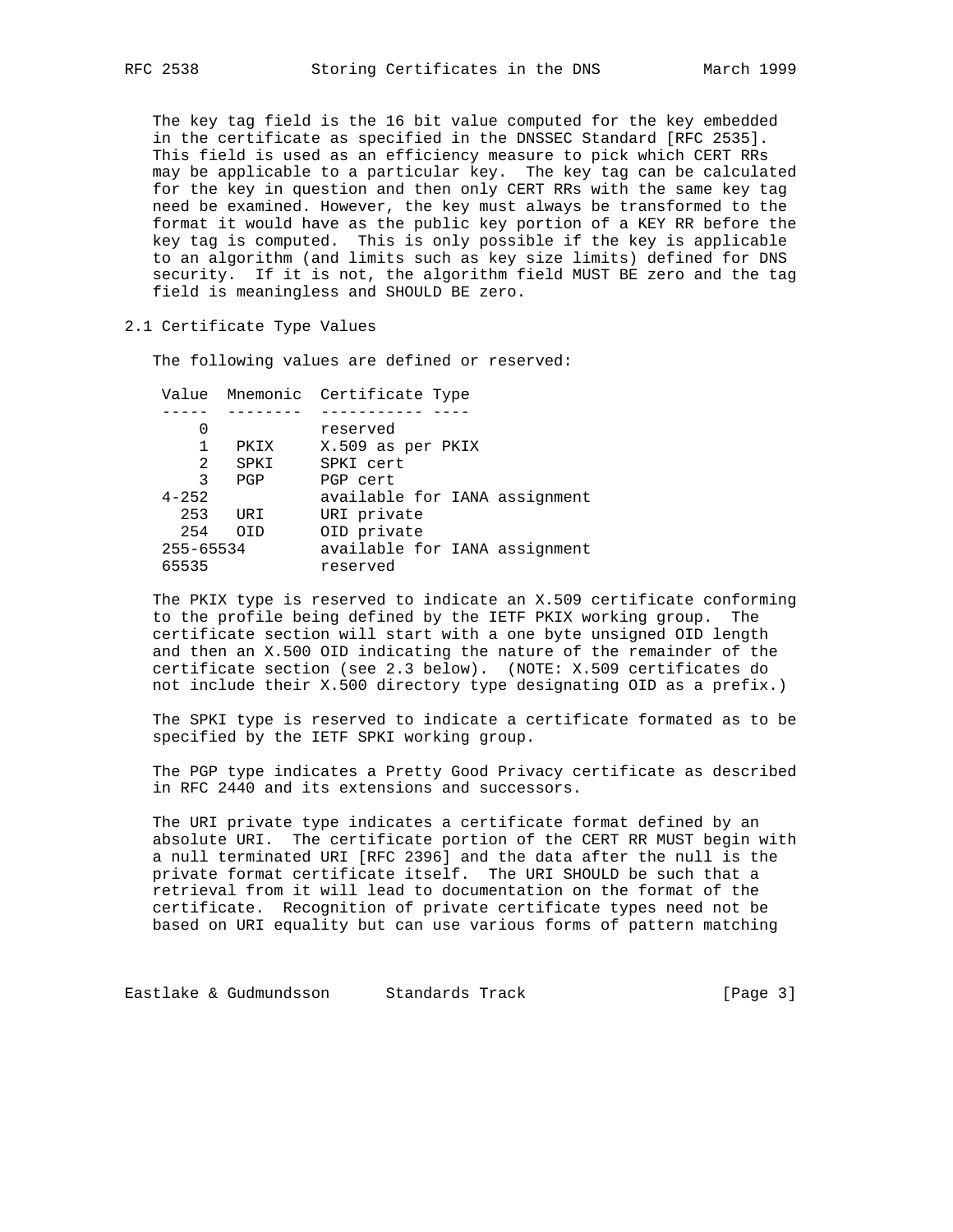The key tag field is the 16 bit value computed for the key embedded in the certificate as specified in the DNSSEC Standard [RFC 2535]. This field is used as an efficiency measure to pick which CERT RRs may be applicable to a particular key. The key tag can be calculated for the key in question and then only CERT RRs with the same key tag need be examined. However, the key must always be transformed to the format it would have as the public key portion of a KEY RR before the key tag is computed. This is only possible if the key is applicable to an algorithm (and limits such as key size limits) defined for DNS security. If it is not, the algorithm field MUST BE zero and the tag field is meaningless and SHOULD BE zero.

## 2.1 Certificate Type Values

The following values are defined or reserved:

| Value | Mnemonic | Certificate Type |
|---|---|---|
| 0 | | reserved |
| 1 | PKIX | X.509 as per PKIX |
| 2 | SPKI | SPKI cert |
| 3 | PGP | PGP cert |
| 4-252 | | available for IANA assignment |
| 253 | URI | URI private |
| 254 | OID | OID private |
| 255-65534 | | available for IANA assignment |
| 65535 | | reserved |

The PKIX type is reserved to indicate an X.509 certificate conforming to the profile being defined by the IETF PKIX working group. The certificate section will start with a one byte unsigned OID length and then an X.500 OID indicating the nature of the remainder of the certificate section (see 2.3 below). (NOTE: X.509 certificates do not include their X.500 directory type designating OID as a prefix.)

The SPKI type is reserved to indicate a certificate formated as to be specified by the IETF SPKI working group.

The PGP type indicates a Pretty Good Privacy certificate as described in RFC 2440 and its extensions and successors.

The URI private type indicates a certificate format defined by an absolute URI. The certificate portion of the CERT RR MUST begin with a null terminated URI [RFC 2396] and the data after the null is the private format certificate itself. The URI SHOULD be such that a retrieval from it will lead to documentation on the format of the certificate. Recognition of private certificate types need not be based on URI equality but can use various forms of pattern matching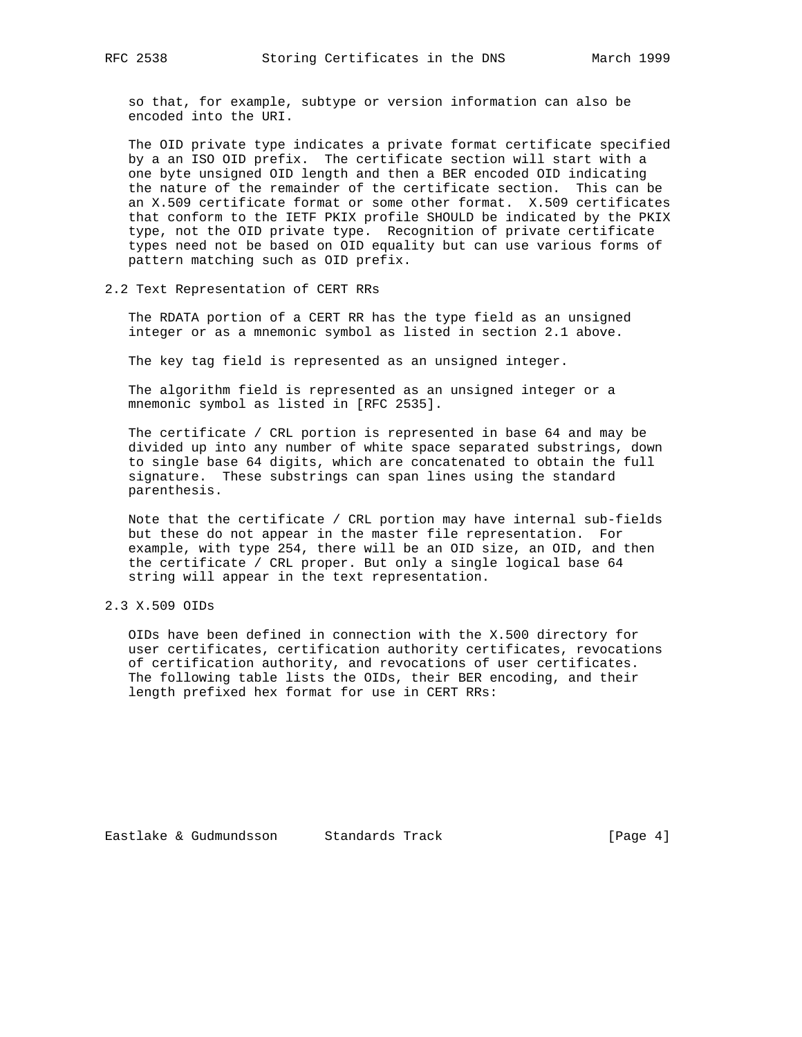so that, for example, subtype or version information can also be encoded into the URI.

The OID private type indicates a private format certificate specified by a an ISO OID prefix. The certificate section will start with a one byte unsigned OID length and then a BER encoded OID indicating the nature of the remainder of the certificate section. This can be an X.509 certificate format or some other format. X.509 certificates that conform to the IETF PKIX profile SHOULD be indicated by the PKIX type, not the OID private type. Recognition of private certificate types need not be based on OID equality but can use various forms of pattern matching such as OID prefix.

## 2.2 Text Representation of CERT RRs

The RDATA portion of a CERT RR has the type field as an unsigned integer or as a mnemonic symbol as listed in section 2.1 above.

The key tag field is represented as an unsigned integer.

The algorithm field is represented as an unsigned integer or a mnemonic symbol as listed in [RFC 2535].

The certificate / CRL portion is represented in base 64 and may be divided up into any number of white space separated substrings, down to single base 64 digits, which are concatenated to obtain the full signature. These substrings can span lines using the standard parenthesis.

Note that the certificate / CRL portion may have internal sub-fields but these do not appear in the master file representation. For example, with type 254, there will be an OID size, an OID, and then the certificate / CRL proper. But only a single logical base 64 string will appear in the text representation.

## 2.3 X.509 OIDs

OIDs have been defined in connection with the X.500 directory for user certificates, certification authority certificates, revocations of certification authority, and revocations of user certificates. The following table lists the OIDs, their BER encoding, and their length prefixed hex format for use in CERT RRs: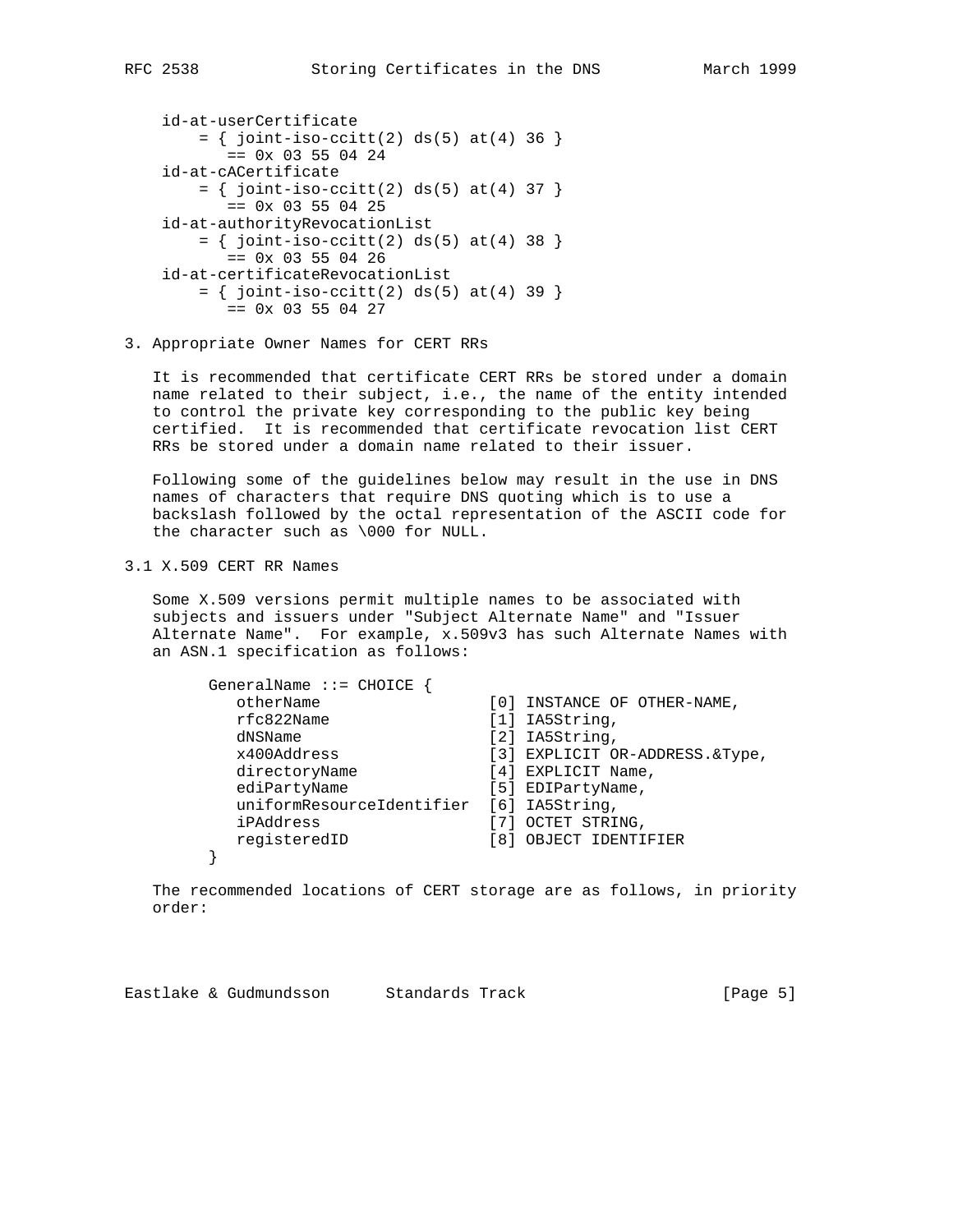```
 id-at-userCertificate
     = { joint-iso-ccitt(2) ds(5) at(4) 36 }
        == 0x 03 55 04 24
 id-at-cACertificate
     = { joint-iso-ccitt(2) ds(5) at(4) 37 }
        == 0x 03 55 04 25
 id-at-authorityRevocationList
     = { joint-iso-ccitt(2) ds(5) at(4) 38 }
        == 0x 03 55 04 26
 id-at-certificateRevocationList
     = { joint-iso-ccitt(2) ds(5) at(4) 39 }
        == 0x 03 55 04 27
```

## 3. Appropriate Owner Names for CERT RRs

It is recommended that certificate CERT RRs be stored under a domain name related to their subject, i.e., the name of the entity intended to control the private key corresponding to the public key being certified. It is recommended that certificate revocation list CERT RRs be stored under a domain name related to their issuer.

Following some of the guidelines below may result in the use in DNS names of characters that require DNS quoting which is to use a backslash followed by the octal representation of the ASCII code for the character such as \000 for NULL.

### 3.1 X.509 CERT RR Names

Some X.509 versions permit multiple names to be associated with subjects and issuers under "Subject Alternate Name" and "Issuer Alternate Name". For example, x.509v3 has such Alternate Names with an ASN.1 specification as follows:

```
GeneralName ::= CHOICE {
   otherName                  [0] INSTANCE OF OTHER-NAME,
   rfc822Name                 [1] IA5String,
   dNSName                    [2] IA5String,
   x400Address                [3] EXPLICIT OR-ADDRESS.&Type,
   directoryName              [4] EXPLICIT Name,
   ediPartyName               [5] EDIPartyName,
   uniformResourceIdentifier  [6] IA5String,
   iPAddress                  [7] OCTET STRING,
   registeredID               [8] OBJECT IDENTIFIER
}
```

The recommended locations of CERT storage are as follows, in priority order: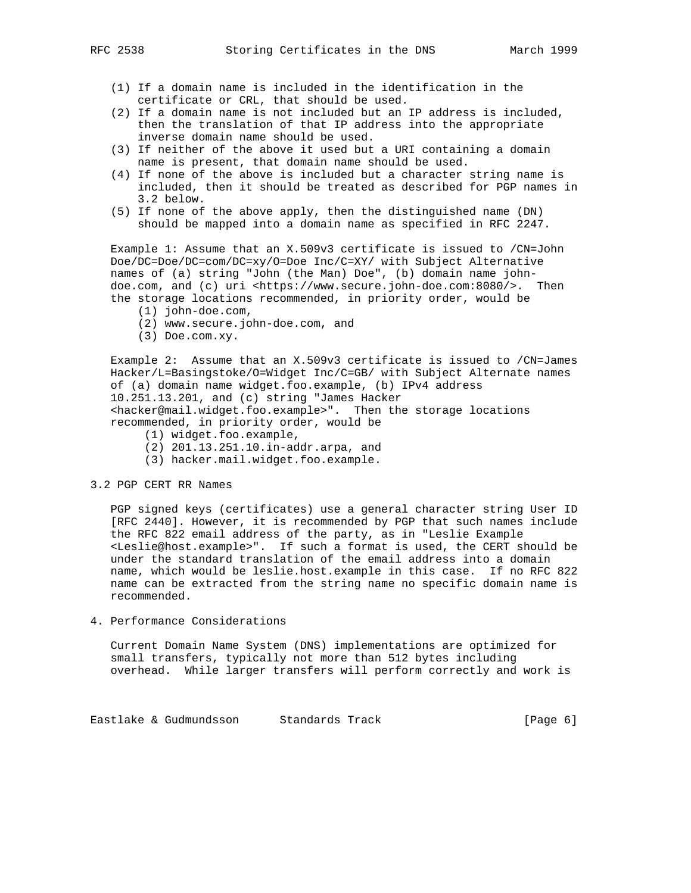(1) If a domain name is included in the identification in the certificate or CRL, that should be used.
(2) If a domain name is not included but an IP address is included, then the translation of that IP address into the appropriate inverse domain name should be used.
(3) If neither of the above it used but a URI containing a domain name is present, that domain name should be used.
(4) If none of the above is included but a character string name is included, then it should be treated as described for PGP names in 3.2 below.
(5) If none of the above apply, then the distinguished name (DN) should be mapped into a domain name as specified in RFC 2247.

Example 1: Assume that an X.509v3 certificate is issued to /CN=John Doe/DC=Doe/DC=com/DC=xy/O=Doe Inc/C=XY/ with Subject Alternative names of (a) string "John (the Man) Doe", (b) domain name john-doe.com, and (c) uri <https://www.secure.john-doe.com:8080/>. Then the storage locations recommended, in priority order, would be

(1) john-doe.com,
(2) www.secure.john-doe.com, and
(3) Doe.com.xy.

Example 2: Assume that an X.509v3 certificate is issued to /CN=James Hacker/L=Basingstoke/O=Widget Inc/C=GB/ with Subject Alternate names of (a) domain name widget.foo.example, (b) IPv4 address 10.251.13.201, and (c) string "James Hacker <hacker@mail.widget.foo.example>". Then the storage locations recommended, in priority order, would be

(1) widget.foo.example,
(2) 201.13.251.10.in-addr.arpa, and
(3) hacker.mail.widget.foo.example.

## 3.2 PGP CERT RR Names

PGP signed keys (certificates) use a general character string User ID [RFC 2440]. However, it is recommended by PGP that such names include the RFC 822 email address of the party, as in "Leslie Example <Leslie@host.example>". If such a format is used, the CERT should be under the standard translation of the email address into a domain name, which would be leslie.host.example in this case. If no RFC 822 name can be extracted from the string name no specific domain name is recommended.

## 4. Performance Considerations

Current Domain Name System (DNS) implementations are optimized for small transfers, typically not more than 512 bytes including overhead. While larger transfers will perform correctly and work is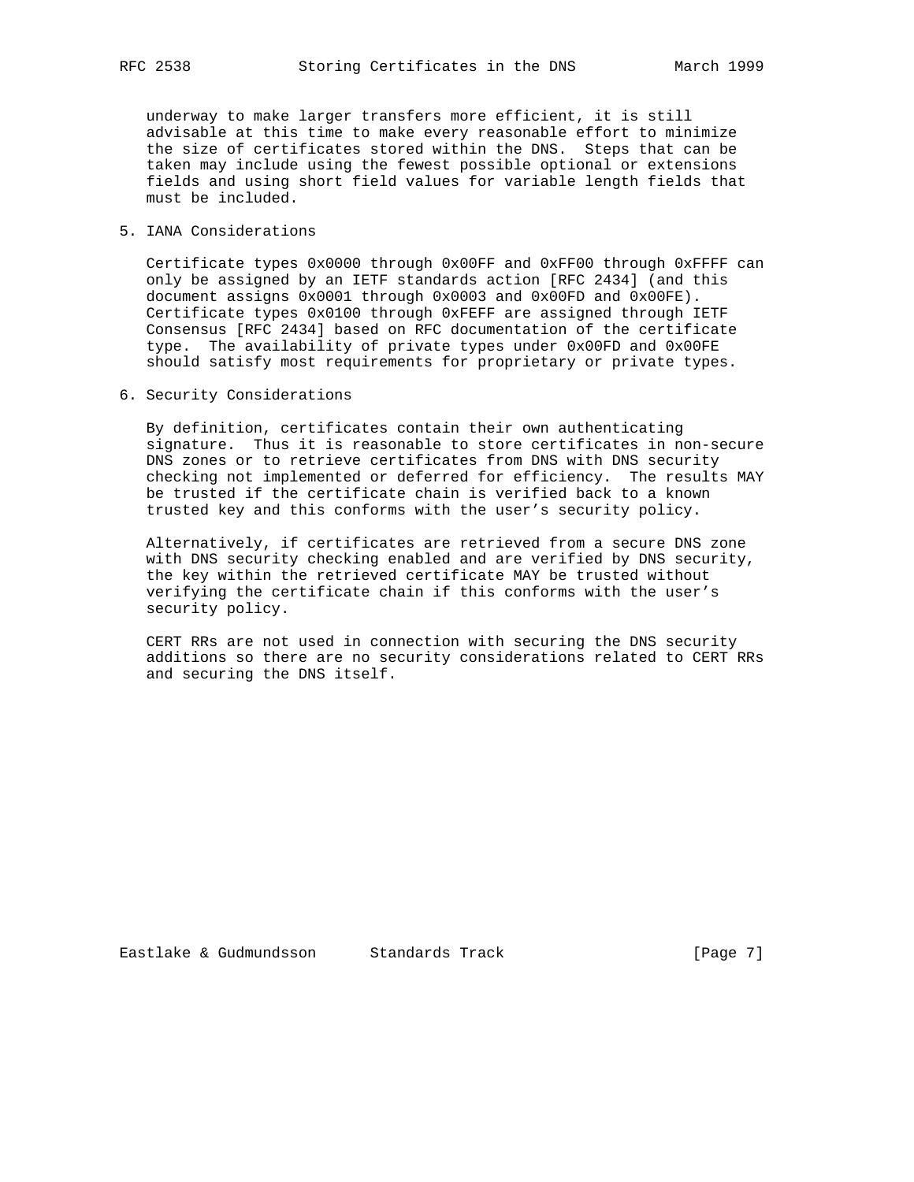underway to make larger transfers more efficient, it is still advisable at this time to make every reasonable effort to minimize the size of certificates stored within the DNS. Steps that can be taken may include using the fewest possible optional or extensions fields and using short field values for variable length fields that must be included.

## 5. IANA Considerations

Certificate types 0x0000 through 0x00FF and 0xFF00 through 0xFFFF can only be assigned by an IETF standards action [RFC 2434] (and this document assigns 0x0001 through 0x0003 and 0x00FD and 0x00FE). Certificate types 0x0100 through 0xFEFF are assigned through IETF Consensus [RFC 2434] based on RFC documentation of the certificate type. The availability of private types under 0x00FD and 0x00FE should satisfy most requirements for proprietary or private types.

## 6. Security Considerations

By definition, certificates contain their own authenticating signature. Thus it is reasonable to store certificates in non-secure DNS zones or to retrieve certificates from DNS with DNS security checking not implemented or deferred for efficiency. The results MAY be trusted if the certificate chain is verified back to a known trusted key and this conforms with the user's security policy.

Alternatively, if certificates are retrieved from a secure DNS zone with DNS security checking enabled and are verified by DNS security, the key within the retrieved certificate MAY be trusted without verifying the certificate chain if this conforms with the user's security policy.

CERT RRs are not used in connection with securing the DNS security additions so there are no security considerations related to CERT RRs and securing the DNS itself.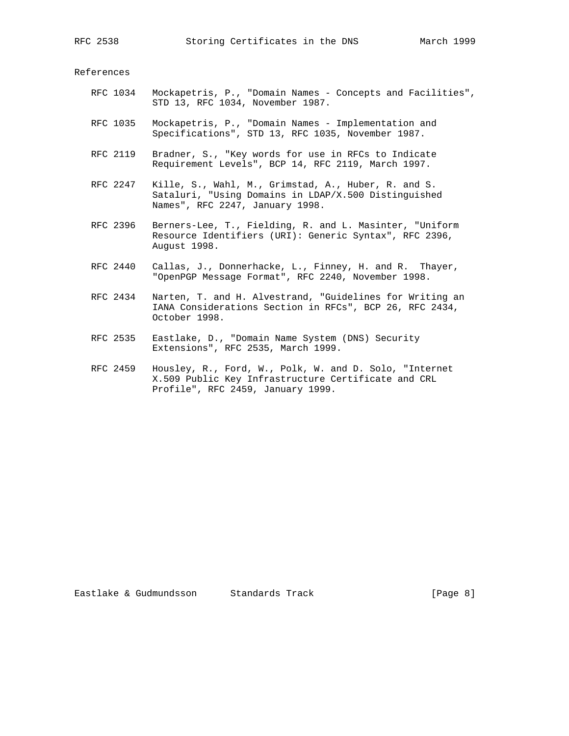## References

RFC 1034 Mockapetris, P., "Domain Names - Concepts and Facilities", STD 13, RFC 1034, November 1987.

RFC 1035 Mockapetris, P., "Domain Names - Implementation and Specifications", STD 13, RFC 1035, November 1987.

RFC 2119 Bradner, S., "Key words for use in RFCs to Indicate Requirement Levels", BCP 14, RFC 2119, March 1997.

RFC 2247 Kille, S., Wahl, M., Grimstad, A., Huber, R. and S. Sataluri, "Using Domains in LDAP/X.500 Distinguished Names", RFC 2247, January 1998.

RFC 2396 Berners-Lee, T., Fielding, R. and L. Masinter, "Uniform Resource Identifiers (URI): Generic Syntax", RFC 2396, August 1998.

RFC 2440 Callas, J., Donnerhacke, L., Finney, H. and R. Thayer, "OpenPGP Message Format", RFC 2240, November 1998.

RFC 2434 Narten, T. and H. Alvestrand, "Guidelines for Writing an IANA Considerations Section in RFCs", BCP 26, RFC 2434, October 1998.

RFC 2535 Eastlake, D., "Domain Name System (DNS) Security Extensions", RFC 2535, March 1999.

RFC 2459 Housley, R., Ford, W., Polk, W. and D. Solo, "Internet X.509 Public Key Infrastructure Certificate and CRL Profile", RFC 2459, January 1999.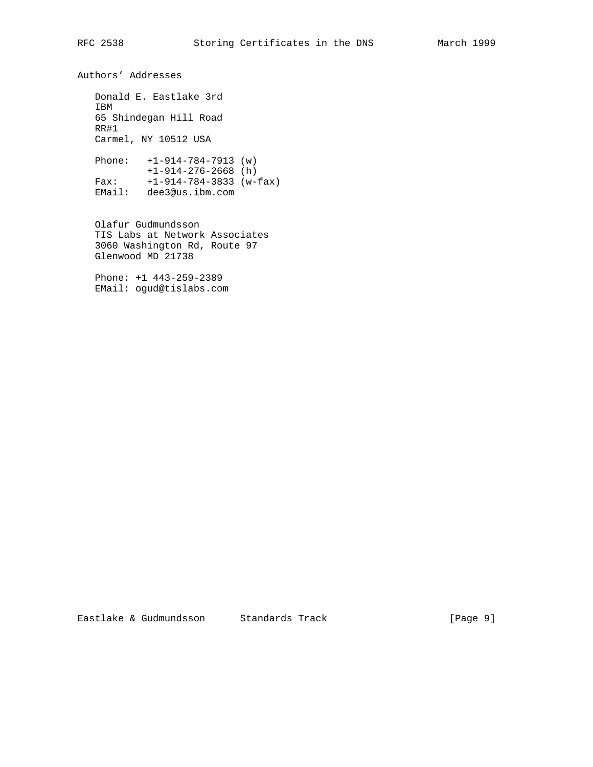## Authors' Addresses

Donald E. Eastlake 3rd
IBM
65 Shindegan Hill Road
RR#1
Carmel, NY 10512 USA

Phone: +1-914-784-7913 (w)
+1-914-276-2668 (h)
Fax: +1-914-784-3833 (w-fax)
EMail: dee3@us.ibm.com

Olafur Gudmundsson
TIS Labs at Network Associates
3060 Washington Rd, Route 97
Glenwood MD 21738

Phone: +1 443-259-2389
EMail: ogud@tislabs.com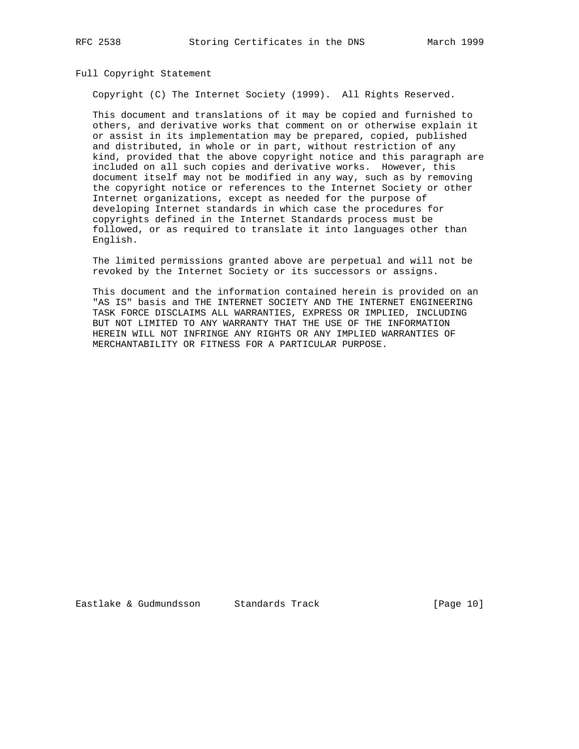## Full Copyright Statement

Copyright (C) The Internet Society (1999). All Rights Reserved.

This document and translations of it may be copied and furnished to others, and derivative works that comment on or otherwise explain it or assist in its implementation may be prepared, copied, published and distributed, in whole or in part, without restriction of any kind, provided that the above copyright notice and this paragraph are included on all such copies and derivative works. However, this document itself may not be modified in any way, such as by removing the copyright notice or references to the Internet Society or other Internet organizations, except as needed for the purpose of developing Internet standards in which case the procedures for copyrights defined in the Internet Standards process must be followed, or as required to translate it into languages other than English.

The limited permissions granted above are perpetual and will not be revoked by the Internet Society or its successors or assigns.

This document and the information contained herein is provided on an "AS IS" basis and THE INTERNET SOCIETY AND THE INTERNET ENGINEERING TASK FORCE DISCLAIMS ALL WARRANTIES, EXPRESS OR IMPLIED, INCLUDING BUT NOT LIMITED TO ANY WARRANTY THAT THE USE OF THE INFORMATION HEREIN WILL NOT INFRINGE ANY RIGHTS OR ANY IMPLIED WARRANTIES OF MERCHANTABILITY OR FITNESS FOR A PARTICULAR PURPOSE.